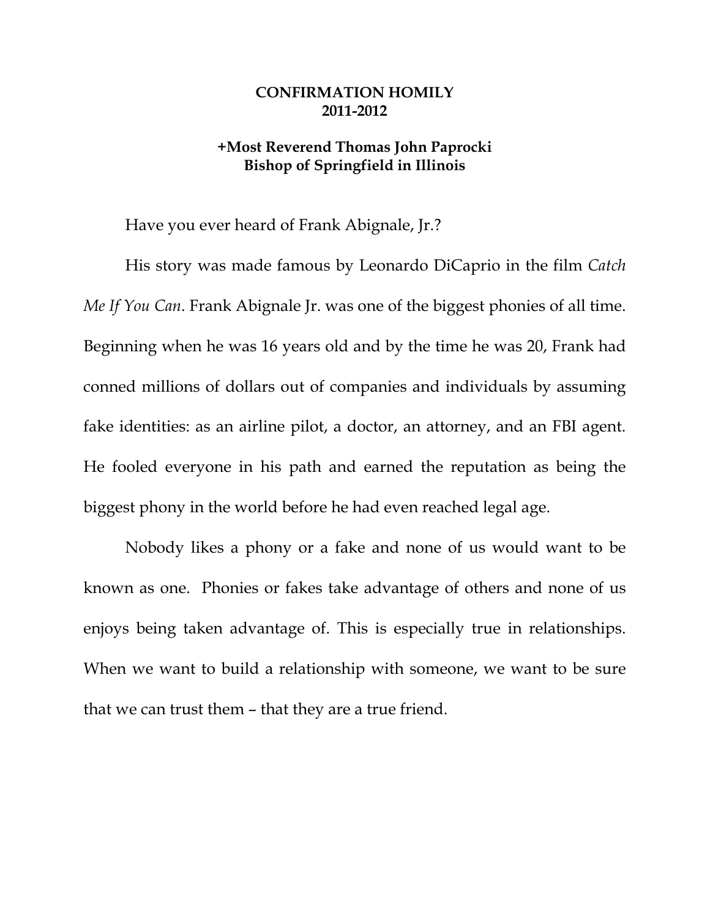**CONFIRMATION HOMILY**
**2011-2012**

**+Most Reverend Thomas John Paprocki**
**Bishop of Springfield in Illinois**

Have you ever heard of Frank Abignale, Jr.?

His story was made famous by Leonardo DiCaprio in the film *Catch Me If You Can*. Frank Abignale Jr. was one of the biggest phonies of all time. Beginning when he was 16 years old and by the time he was 20, Frank had conned millions of dollars out of companies and individuals by assuming fake identities: as an airline pilot, a doctor, an attorney, and an FBI agent. He fooled everyone in his path and earned the reputation as being the biggest phony in the world before he had even reached legal age.

Nobody likes a phony or a fake and none of us would want to be known as one. Phonies or fakes take advantage of others and none of us enjoys being taken advantage of. This is especially true in relationships. When we want to build a relationship with someone, we want to be sure that we can trust them – that they are a true friend.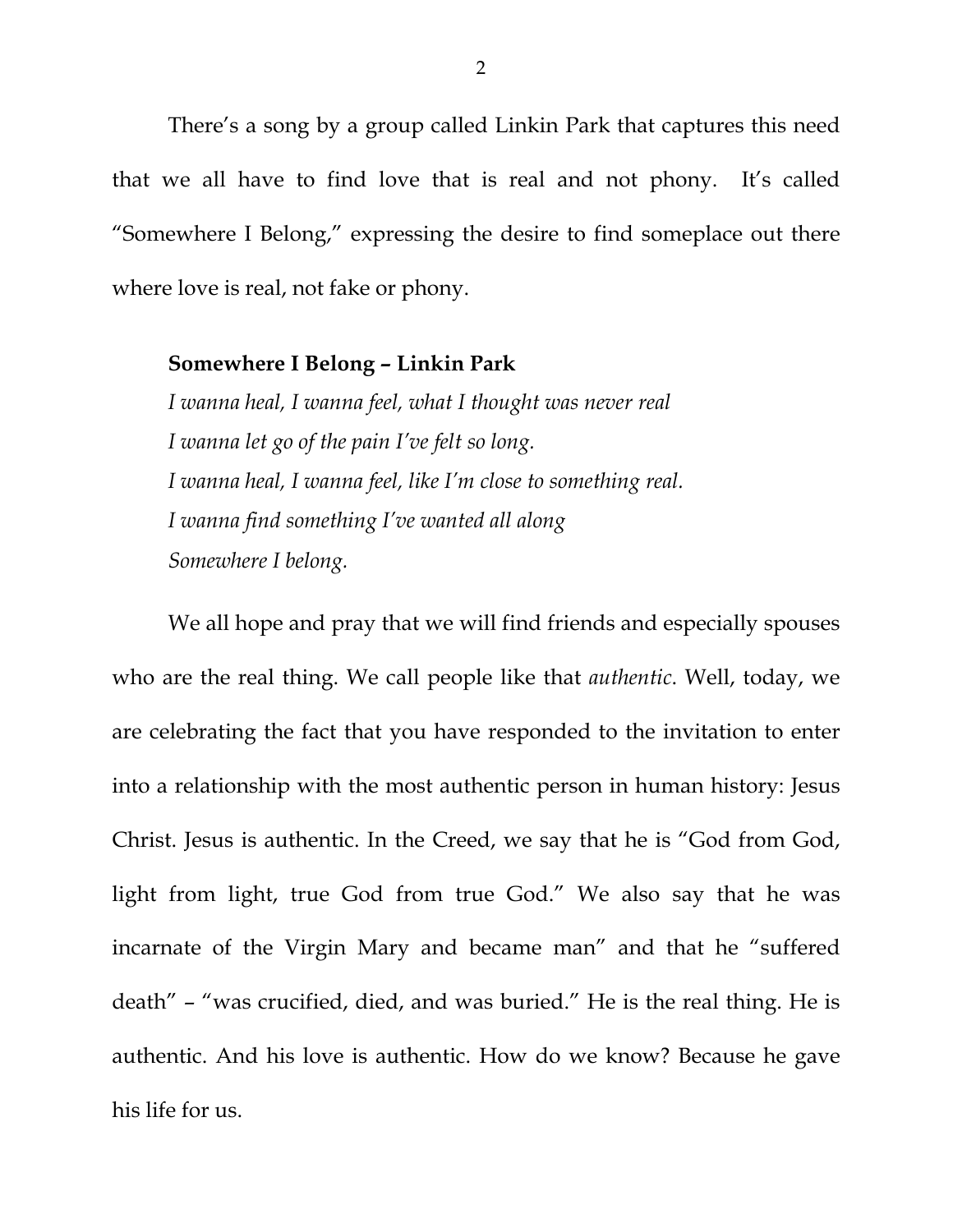There's a song by a group called Linkin Park that captures this need that we all have to find love that is real and not phony. It's called "Somewhere I Belong," expressing the desire to find someplace out there where love is real, not fake or phony.

**Somewhere I Belong – Linkin Park**

*I wanna heal, I wanna feel, what I thought was never real*
*I wanna let go of the pain I've felt so long.*
*I wanna heal, I wanna feel, like I'm close to something real.*
*I wanna find something I've wanted all along*
*Somewhere I belong.*

We all hope and pray that we will find friends and especially spouses who are the real thing. We call people like that *authentic*. Well, today, we are celebrating the fact that you have responded to the invitation to enter into a relationship with the most authentic person in human history: Jesus Christ. Jesus is authentic. In the Creed, we say that he is "God from God, light from light, true God from true God." We also say that he was incarnate of the Virgin Mary and became man" and that he "suffered death" – "was crucified, died, and was buried." He is the real thing. He is authentic. And his love is authentic. How do we know? Because he gave his life for us.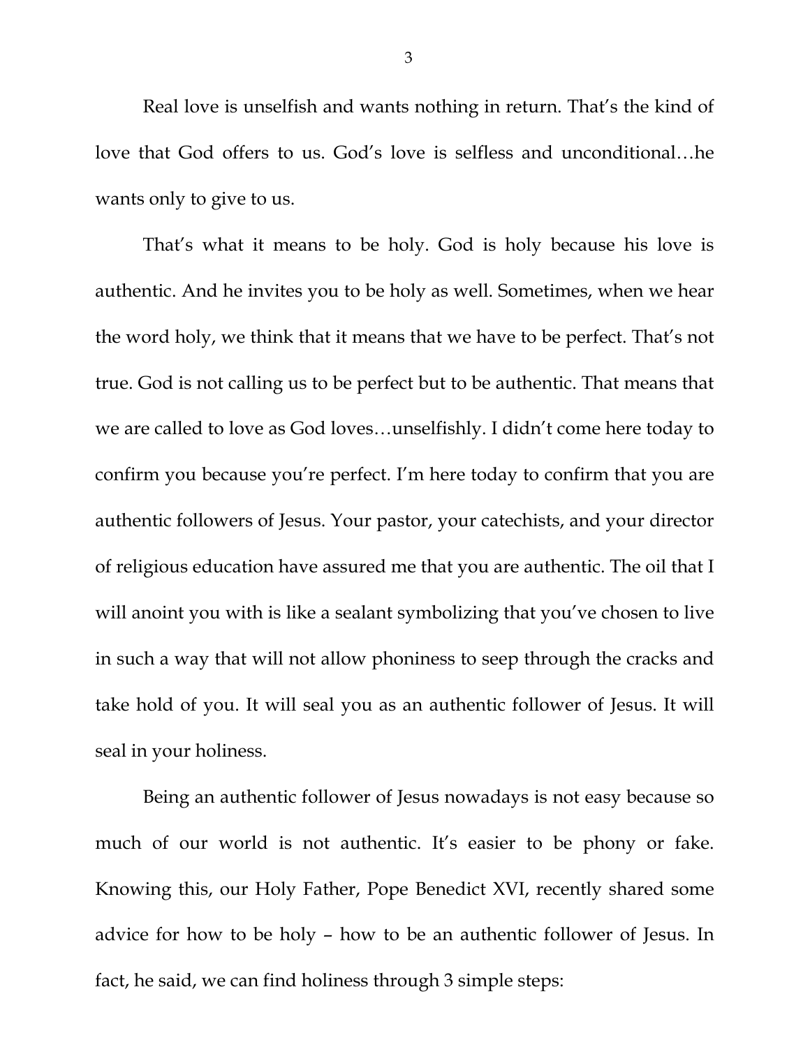Real love is unselfish and wants nothing in return. That's the kind of love that God offers to us. God's love is selfless and unconditional…he wants only to give to us.

That's what it means to be holy. God is holy because his love is authentic. And he invites you to be holy as well. Sometimes, when we hear the word holy, we think that it means that we have to be perfect. That's not true. God is not calling us to be perfect but to be authentic. That means that we are called to love as God loves…unselfishly. I didn't come here today to confirm you because you're perfect. I'm here today to confirm that you are authentic followers of Jesus. Your pastor, your catechists, and your director of religious education have assured me that you are authentic. The oil that I will anoint you with is like a sealant symbolizing that you've chosen to live in such a way that will not allow phoniness to seep through the cracks and take hold of you. It will seal you as an authentic follower of Jesus. It will seal in your holiness.

Being an authentic follower of Jesus nowadays is not easy because so much of our world is not authentic. It's easier to be phony or fake. Knowing this, our Holy Father, Pope Benedict XVI, recently shared some advice for how to be holy – how to be an authentic follower of Jesus. In fact, he said, we can find holiness through 3 simple steps: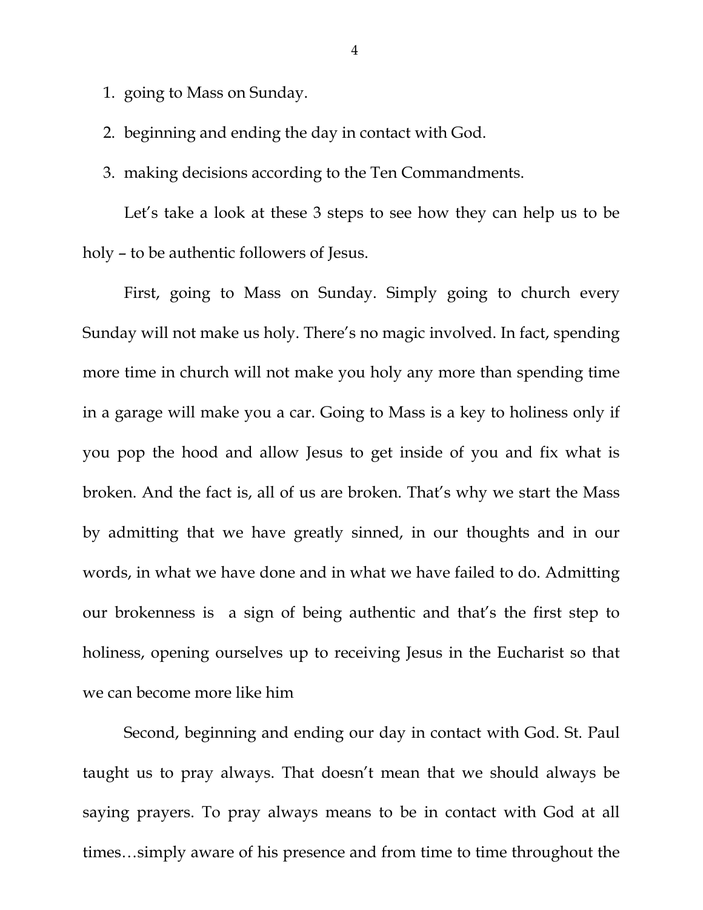1. going to Mass on Sunday.
2. beginning and ending the day in contact with God.
3. making decisions according to the Ten Commandments.

Let's take a look at these 3 steps to see how they can help us to be holy – to be authentic followers of Jesus.

First, going to Mass on Sunday. Simply going to church every Sunday will not make us holy. There's no magic involved. In fact, spending more time in church will not make you holy any more than spending time in a garage will make you a car. Going to Mass is a key to holiness only if you pop the hood and allow Jesus to get inside of you and fix what is broken. And the fact is, all of us are broken. That's why we start the Mass by admitting that we have greatly sinned, in our thoughts and in our words, in what we have done and in what we have failed to do. Admitting our brokenness is a sign of being authentic and that's the first step to holiness, opening ourselves up to receiving Jesus in the Eucharist so that we can become more like him

Second, beginning and ending our day in contact with God. St. Paul taught us to pray always. That doesn't mean that we should always be saying prayers. To pray always means to be in contact with God at all times…simply aware of his presence and from time to time throughout the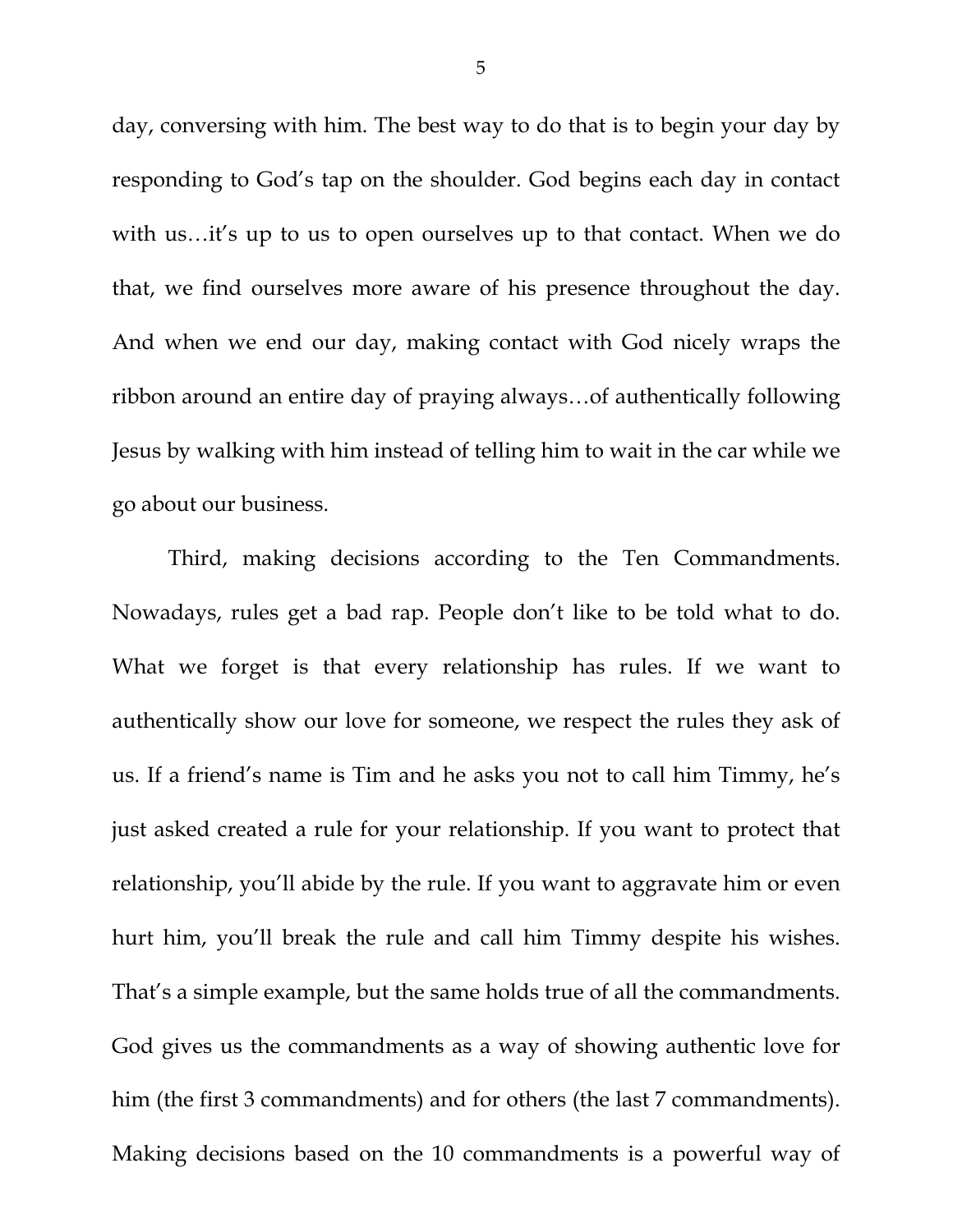day, conversing with him. The best way to do that is to begin your day by responding to God's tap on the shoulder. God begins each day in contact with us…it's up to us to open ourselves up to that contact. When we do that, we find ourselves more aware of his presence throughout the day. And when we end our day, making contact with God nicely wraps the ribbon around an entire day of praying always…of authentically following Jesus by walking with him instead of telling him to wait in the car while we go about our business.

Third, making decisions according to the Ten Commandments. Nowadays, rules get a bad rap. People don't like to be told what to do. What we forget is that every relationship has rules. If we want to authentically show our love for someone, we respect the rules they ask of us. If a friend's name is Tim and he asks you not to call him Timmy, he's just asked created a rule for your relationship. If you want to protect that relationship, you'll abide by the rule. If you want to aggravate him or even hurt him, you'll break the rule and call him Timmy despite his wishes. That's a simple example, but the same holds true of all the commandments. God gives us the commandments as a way of showing authentic love for him (the first 3 commandments) and for others (the last 7 commandments). Making decisions based on the 10 commandments is a powerful way of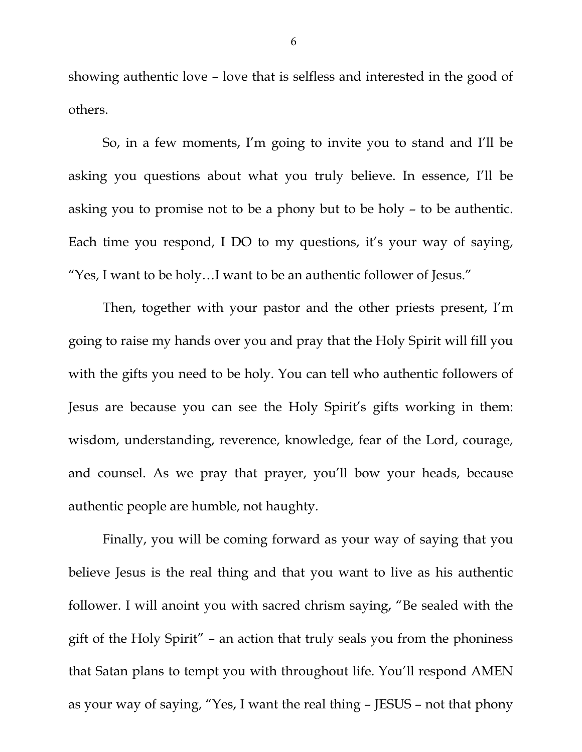showing authentic love – love that is selfless and interested in the good of others.

So, in a few moments, I'm going to invite you to stand and I'll be asking you questions about what you truly believe. In essence, I'll be asking you to promise not to be a phony but to be holy – to be authentic. Each time you respond, I DO to my questions, it's your way of saying, "Yes, I want to be holy…I want to be an authentic follower of Jesus."

Then, together with your pastor and the other priests present, I'm going to raise my hands over you and pray that the Holy Spirit will fill you with the gifts you need to be holy. You can tell who authentic followers of Jesus are because you can see the Holy Spirit's gifts working in them: wisdom, understanding, reverence, knowledge, fear of the Lord, courage, and counsel. As we pray that prayer, you'll bow your heads, because authentic people are humble, not haughty.

Finally, you will be coming forward as your way of saying that you believe Jesus is the real thing and that you want to live as his authentic follower. I will anoint you with sacred chrism saying, "Be sealed with the gift of the Holy Spirit" – an action that truly seals you from the phoniness that Satan plans to tempt you with throughout life. You'll respond AMEN as your way of saying, "Yes, I want the real thing – JESUS – not that phony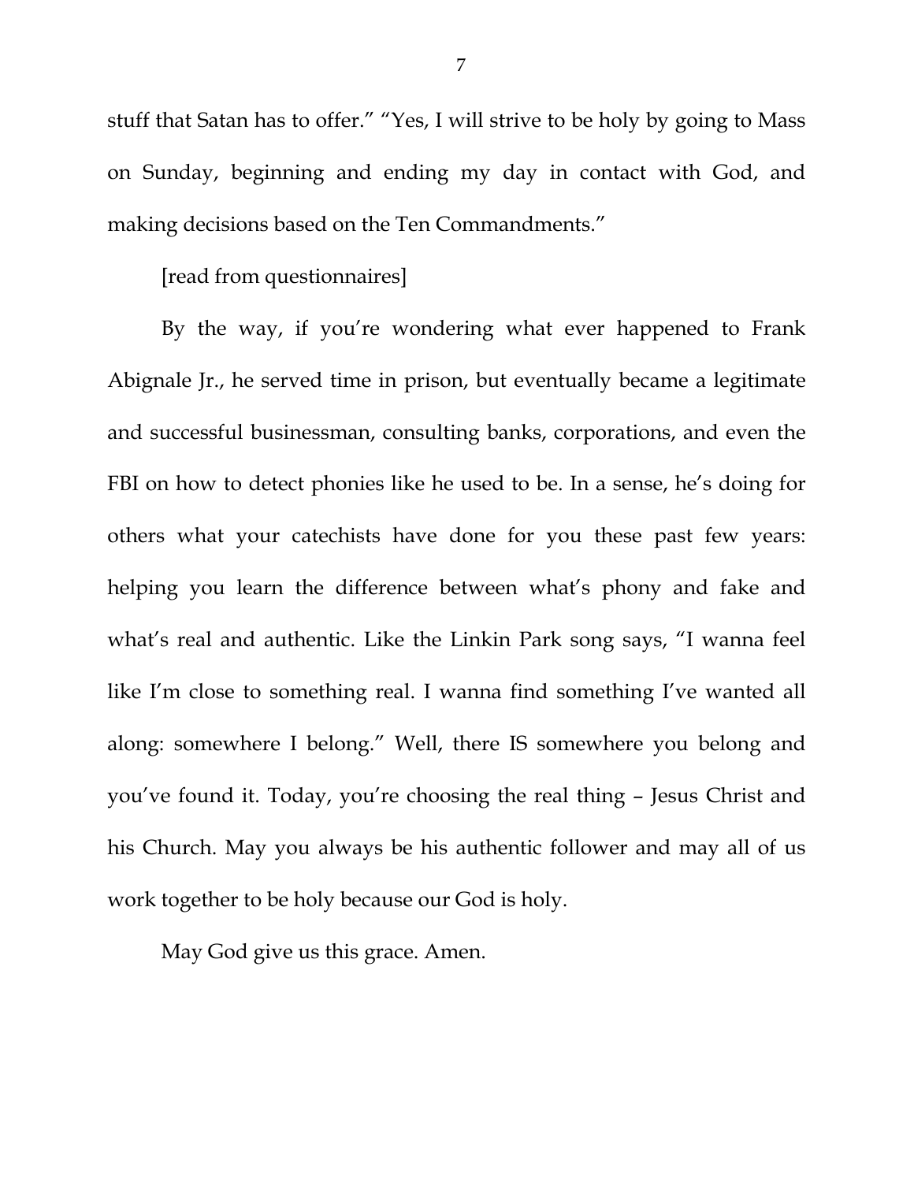stuff that Satan has to offer." "Yes, I will strive to be holy by going to Mass on Sunday, beginning and ending my day in contact with God, and making decisions based on the Ten Commandments."

[read from questionnaires]

By the way, if you're wondering what ever happened to Frank Abignale Jr., he served time in prison, but eventually became a legitimate and successful businessman, consulting banks, corporations, and even the FBI on how to detect phonies like he used to be. In a sense, he's doing for others what your catechists have done for you these past few years: helping you learn the difference between what's phony and fake and what's real and authentic. Like the Linkin Park song says, "I wanna feel like I'm close to something real. I wanna find something I've wanted all along: somewhere I belong." Well, there IS somewhere you belong and you've found it. Today, you're choosing the real thing – Jesus Christ and his Church. May you always be his authentic follower and may all of us work together to be holy because our God is holy.

May God give us this grace. Amen.